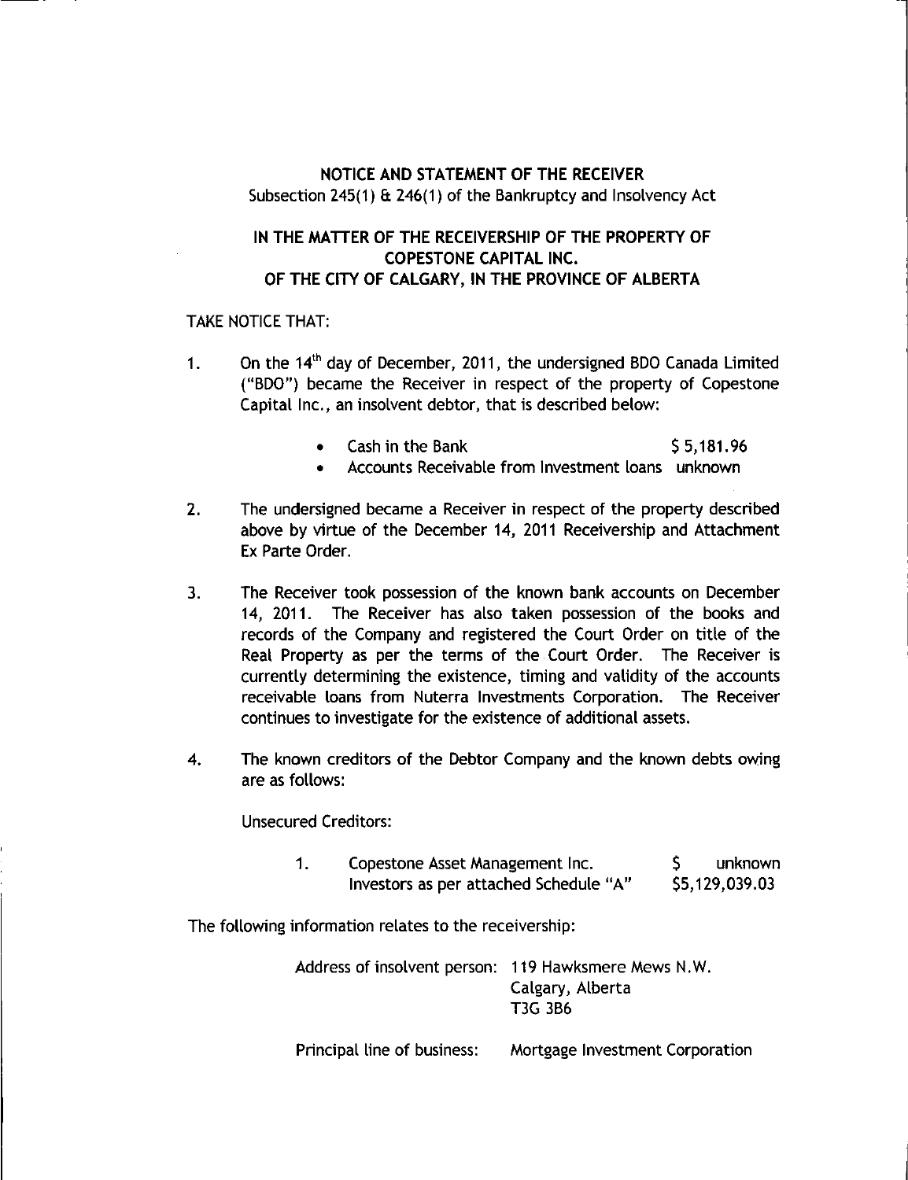# NOTICE AND STATEMENT OF THE RECEIVER

Subsection 245(1) & 246(1) of the Bankruptcy and Insolvency Act

## IN THE MATTER OF THE RECEIVERSHIP OF THE PROPERTY OF COPESTONE CAPITAL INC. OF THE CITY OF CALGARY, IN THE PROVINCE OF ALBERTA

TAKE NOTICE THAT:

1. On the 14th day of December, 2011, the undersigned BDO Canada Limited ("BDO") became the Receiver in respect of the property of Copestone Capital Inc., an insolvent debtor, that is described below:

   - Cash in the Bank $ 5,181.96
   - Accounts Receivable from Investment loans unknown

2. The undersigned became a Receiver in respect of the property described above by virtue of the December 14, 2011 Receivership and Attachment Ex Parte Order.

3. The Receiver took possession of the known bank accounts on December 14, 2011. The Receiver has also taken possession of the books and records of the Company and registered the Court Order on title of the Real Property as per the terms of the Court Order. The Receiver is currently determining the existence, timing and validity of the accounts receivable loans from Nuterra Investments Corporation. The Receiver continues to investigate for the existence of additional assets.

4. The known creditors of the Debtor Company and the known debts owing are as follows:

   Unsecured Creditors:

   | | | |
   |---|---|---|
   | 1. | Copestone Asset Management Inc. | $ unknown |
   | | Investors as per attached Schedule "A" | $5,129,039.03 |

The following information relates to the receivership:

| | |
|---|---|
| Address of insolvent person: | 119 Hawksmere Mews N.W.<br>Calgary, Alberta<br>T3G 3B6 |
| Principal line of business: | Mortgage Investment Corporation |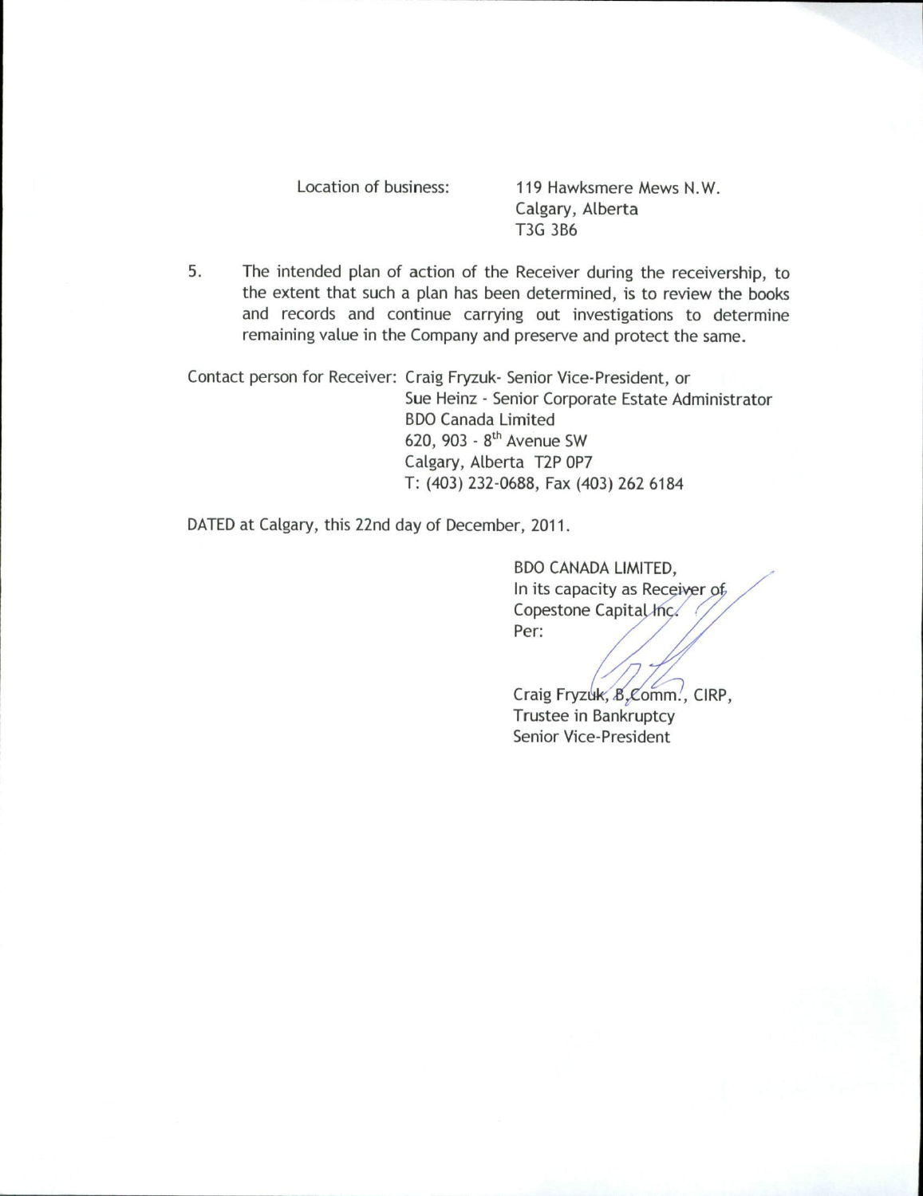Location of business: 119 Hawksmere Mews N.W.
Calgary, Alberta
T3G 3B6

5. The intended plan of action of the Receiver during the receivership, to the extent that such a plan has been determined, is to review the books and records and continue carrying out investigations to determine remaining value in the Company and preserve and protect the same.

Contact person for Receiver: Craig Fryzuk- Senior Vice-President, or
Sue Heinz - Senior Corporate Estate Administrator
BDO Canada Limited
620, 903 - 8th Avenue SW
Calgary, Alberta T2P 0P7
T: (403) 232-0688, Fax (403) 262 6184

DATED at Calgary, this 22nd day of December, 2011.

BDO CANADA LIMITED,
In its capacity as Receiver of
Copestone Capital Inc.
Per:

Craig Fryzuk, B.Comm., CIRP,
Trustee in Bankruptcy
Senior Vice-President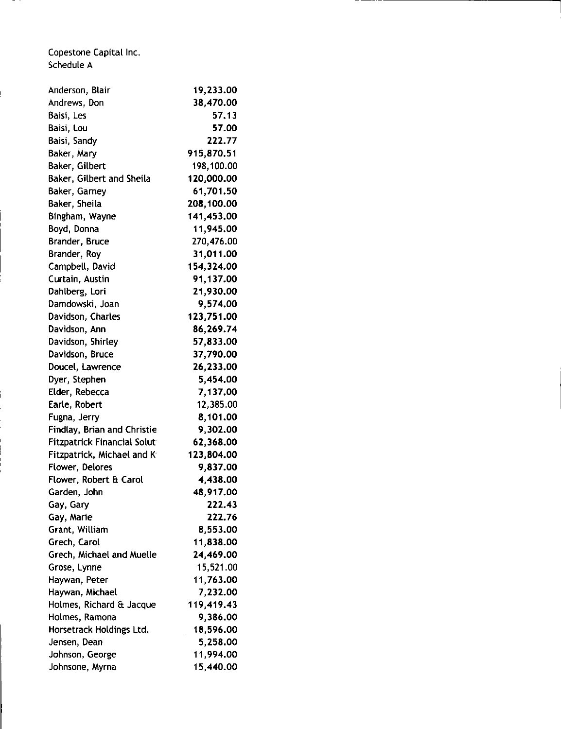Copestone Capital Inc.
Schedule A

| Name | Amount |
|---|---|
| Anderson, Blair | 19,233.00 |
| Andrews, Don | 38,470.00 |
| Baisi, Les | 57.13 |
| Baisi, Lou | 57.00 |
| Baisi, Sandy | 222.77 |
| Baker, Mary | 915,870.51 |
| Baker, Gilbert | 198,100.00 |
| Baker, Gilbert and Sheila | 120,000.00 |
| Baker, Garney | 61,701.50 |
| Baker, Sheila | 208,100.00 |
| Bingham, Wayne | 141,453.00 |
| Boyd, Donna | 11,945.00 |
| Brander, Bruce | 270,476.00 |
| Brander, Roy | 31,011.00 |
| Campbell, David | 154,324.00 |
| Curtain, Austin | 91,137.00 |
| Dahlberg, Lori | 21,930.00 |
| Damdowski, Joan | 9,574.00 |
| Davidson, Charles | 123,751.00 |
| Davidson, Ann | 86,269.74 |
| Davidson, Shirley | 57,833.00 |
| Davidson, Bruce | 37,790.00 |
| Doucel, Lawrence | 26,233.00 |
| Dyer, Stephen | 5,454.00 |
| Elder, Rebecca | 7,137.00 |
| Earle, Robert | 12,385.00 |
| Fugna, Jerry | 8,101.00 |
| Findlay, Brian and Christie | 9,302.00 |
| Fitzpatrick Financial Solut | 62,368.00 |
| Fitzpatrick, Michael and K | 123,804.00 |
| Flower, Delores | 9,837.00 |
| Flower, Robert & Carol | 4,438.00 |
| Garden, John | 48,917.00 |
| Gay, Gary | 222.43 |
| Gay, Marie | 222.76 |
| Grant, William | 8,553.00 |
| Grech, Carol | 11,838.00 |
| Grech, Michael and Muelle | 24,469.00 |
| Grose, Lynne | 15,521.00 |
| Haywan, Peter | 11,763.00 |
| Haywan, Michael | 7,232.00 |
| Holmes, Richard & Jacque | 119,419.43 |
| Holmes, Ramona | 9,386.00 |
| Horsetrack Holdings Ltd. | 18,596.00 |
| Jensen, Dean | 5,258.00 |
| Johnson, George | 11,994.00 |
| Johnsone, Myrna | 15,440.00 |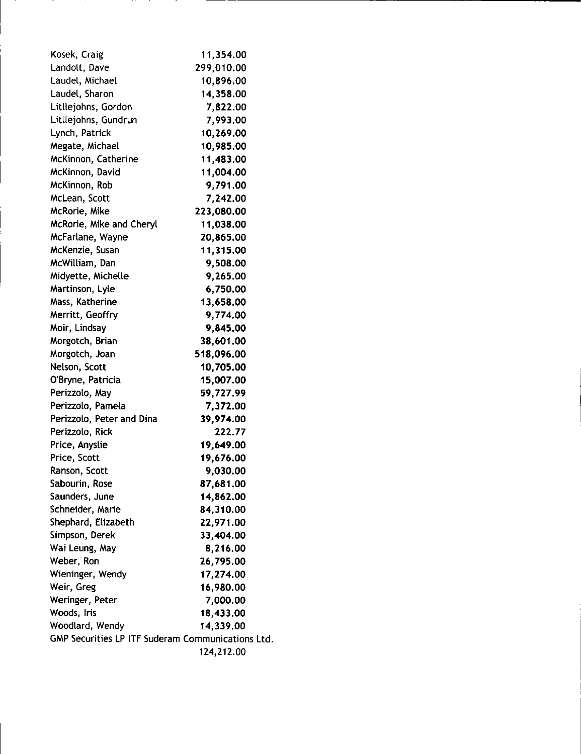| | |
|---|---|
| Kosek, Craig | 11,354.00 |
| Landolt, Dave | 299,010.00 |
| Laudel, Michael | 10,896.00 |
| Laudel, Sharon | 14,358.00 |
| Litllejohns, Gordon | 7,822.00 |
| Litllejohns, Gundrun | 7,993.00 |
| Lynch, Patrick | 10,269.00 |
| Megate, Michael | 10,985.00 |
| McKinnon, Catherine | 11,483.00 |
| McKinnon, David | 11,004.00 |
| McKinnon, Rob | 9,791.00 |
| McLean, Scott | 7,242.00 |
| McRorie, Mike | 223,080.00 |
| McRorie, Mike and Cheryl | 11,038.00 |
| McFarlane, Wayne | 20,865.00 |
| McKenzie, Susan | 11,315.00 |
| McWilliam, Dan | 9,508.00 |
| Midyette, Michelle | 9,265.00 |
| Martinson, Lyle | 6,750.00 |
| Mass, Katherine | 13,658.00 |
| Merritt, Geoffry | 9,774.00 |
| Moir, Lindsay | 9,845.00 |
| Morgotch, Brian | 38,601.00 |
| Morgotch, Joan | 518,096.00 |
| Nelson, Scott | 10,705.00 |
| O'Bryne, Patricia | 15,007.00 |
| Perizzolo, May | 59,727.99 |
| Perizzolo, Pamela | 7,372.00 |
| Perizzolo, Peter and Dina | 39,974.00 |
| Perizzolo, Rick | 222.77 |
| Price, Anyslie | 19,649.00 |
| Price, Scott | 19,676.00 |
| Ranson, Scott | 9,030.00 |
| Sabourin, Rose | 87,681.00 |
| Saunders, June | 14,862.00 |
| Schneider, Marie | 84,310.00 |
| Shephard, Elizabeth | 22,971.00 |
| Simpson, Derek | 33,404.00 |
| Wai Leung, May | 8,216.00 |
| Weber, Ron | 26,795.00 |
| Wieninger, Wendy | 17,274.00 |
| Weir, Greg | 16,980.00 |
| Weringer, Peter | 7,000.00 |
| Woods, Iris | 18,433.00 |
| Woodlard, Wendy | 14,339.00 |
| GMP Securities LP ITF Suderam Communications Ltd. | 124,212.00 |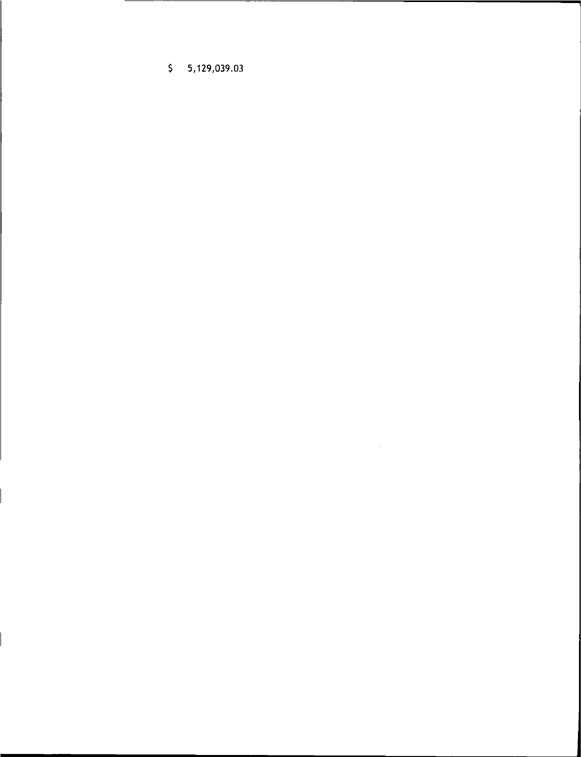$ 5,129,039.03